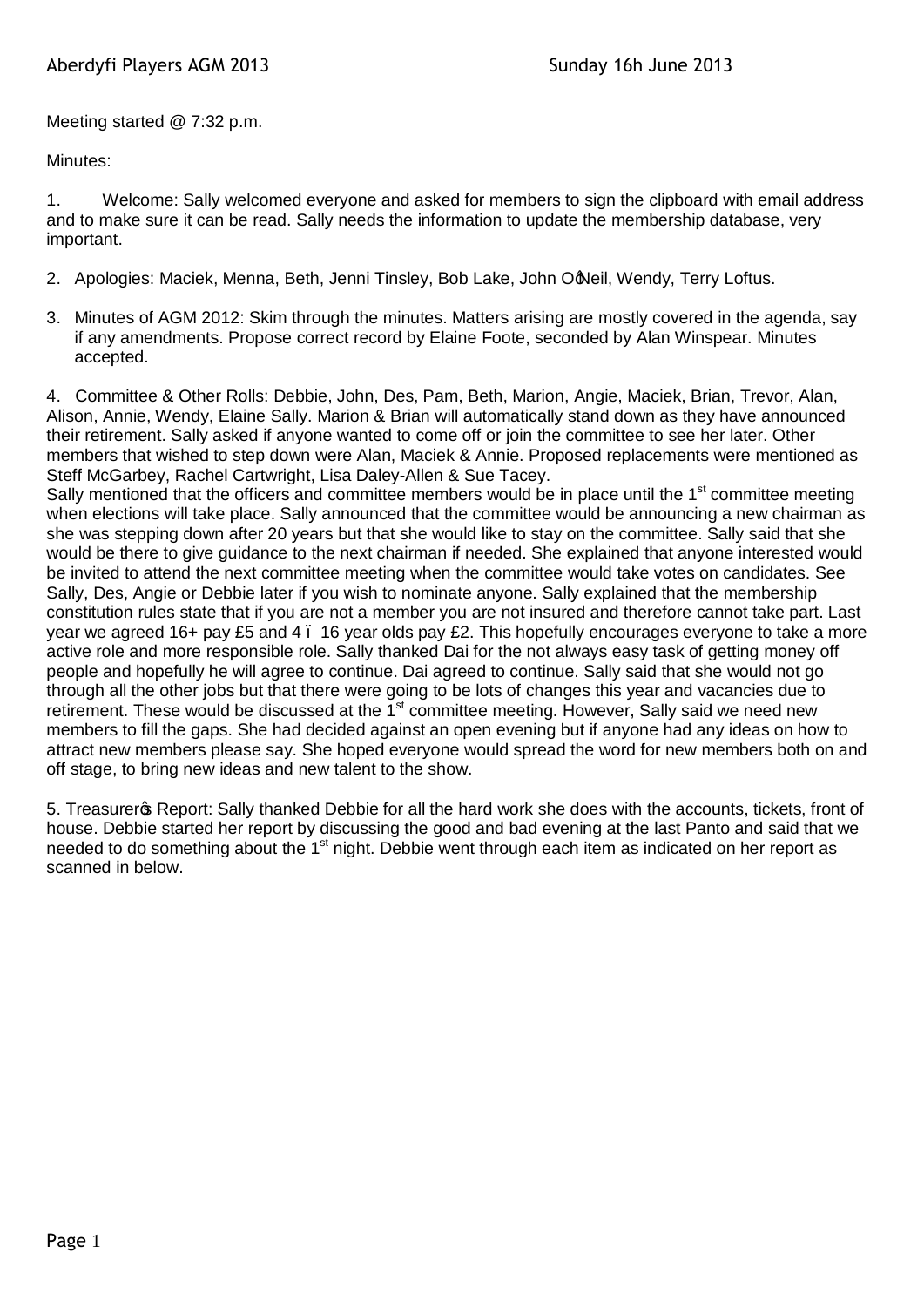Meeting started @ 7:32 p.m.

Minutes:

1. Welcome: Sally welcomed everyone and asked for members to sign the clipboard with email address and to make sure it can be read. Sally needs the information to update the membership database, very important.

2. Apologies: Maciek, Menna, Beth, Jenni Tinsley, Bob Lake, John O'Neil, Wendy, Terry Loftus.

3. Minutes of AGM 2012: Skim through the minutes. Matters arising are mostly covered in the agenda, say if any amendments. Propose correct record by Elaine Foote, seconded by Alan Winspear. Minutes accepted.

4. Committee & Other Rolls: Debbie, John, Des, Pam, Beth, Marion, Angie, Maciek, Brian, Trevor, Alan, Alison, Annie, Wendy, Elaine Sally. Marion & Brian will automatically stand down as they have announced their retirement. Sally asked if anyone wanted to come off or join the committee to see her later. Other members that wished to step down were Alan, Maciek & Annie. Proposed replacements were mentioned as Steff McGarbey, Rachel Cartwright, Lisa Daley-Allen & Sue Tacey.
Sally mentioned that the officers and committee members would be in place until the 1st committee meeting when elections will take place. Sally announced that the committee would be announcing a new chairman as she was stepping down after 20 years but that she would like to stay on the committee. Sally said that she would be there to give guidance to the next chairman if needed. She explained that anyone interested would be invited to attend the next committee meeting when the committee would take votes on candidates. See Sally, Des, Angie or Debbie later if you wish to nominate anyone. Sally explained that the membership constitution rules state that if you are not a member you are not insured and therefore cannot take part. Last year we agreed 16+ pay £5 and 4 – 16 year olds pay £2. This hopefully encourages everyone to take a more active role and more responsible role. Sally thanked Dai for the not always easy task of getting money off people and hopefully he will agree to continue. Dai agreed to continue. Sally said that she would not go through all the other jobs but that there were going to be lots of changes this year and vacancies due to retirement. These would be discussed at the 1st committee meeting. However, Sally said we need new members to fill the gaps. She had decided against an open evening but if anyone had any ideas on how to attract new members please say. She hoped everyone would spread the word for new members both on and off stage, to bring new ideas and new talent to the show.

5. Treasurer's Report: Sally thanked Debbie for all the hard work she does with the accounts, tickets, front of house. Debbie started her report by discussing the good and bad evening at the last Panto and said that we needed to do something about the 1st night. Debbie went through each item as indicated on her report as scanned in below.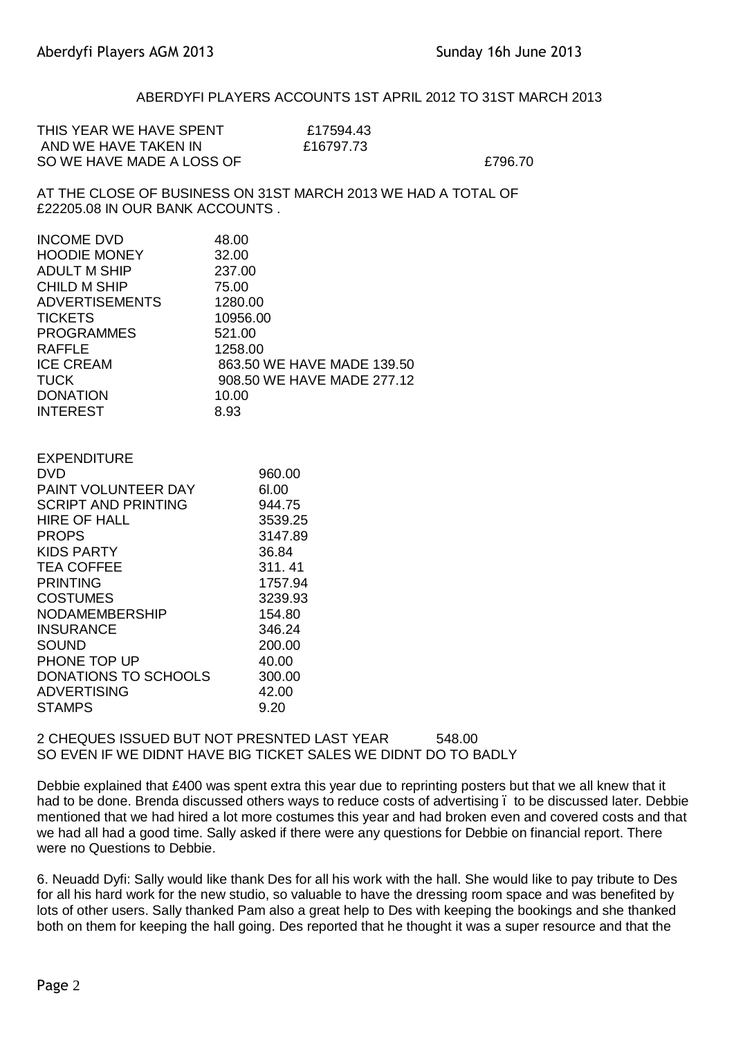ABERDYFI PLAYERS ACCOUNTS 1ST APRIL 2012 TO 31ST MARCH 2013

THIS YEAR WE HAVE SPENT £17594.43
AND WE HAVE TAKEN IN £16797.73
SO WE HAVE MADE A LOSS OF £796.70

AT THE CLOSE OF BUSINESS ON 31ST MARCH 2013 WE HAD A TOTAL OF £22205.08 IN OUR BANK ACCOUNTS .

| INCOME | |
|---|---|
| INCOME DVD | 48.00 |
| HOODIE MONEY | 32.00 |
| ADULT M SHIP | 237.00 |
| CHILD M SHIP | 75.00 |
| ADVERTISEMENTS | 1280.00 |
| TICKETS | 10956.00 |
| PROGRAMMES | 521.00 |
| RAFFLE | 1258.00 |
| ICE CREAM | 863.50 WE HAVE MADE 139.50 |
| TUCK | 908.50 WE HAVE MADE 277.12 |
| DONATION | 10.00 |
| INTEREST | 8.93 |

| EXPENDITURE | |
|---|---|
| DVD | 960.00 |
| PAINT VOLUNTEER DAY | 6l.00 |
| SCRIPT AND PRINTING | 944.75 |
| HIRE OF HALL | 3539.25 |
| PROPS | 3147.89 |
| KIDS PARTY | 36.84 |
| TEA COFFEE | 311. 41 |
| PRINTING | 1757.94 |
| COSTUMES | 3239.93 |
| NODAMEMBERSHIP | 154.80 |
| INSURANCE | 346.24 |
| SOUND | 200.00 |
| PHONE TOP UP | 40.00 |
| DONATIONS TO SCHOOLS | 300.00 |
| ADVERTISING | 42.00 |
| STAMPS | 9.20 |

2 CHEQUES ISSUED BUT NOT PRESNTED LAST YEAR 548.00
SO EVEN IF WE DIDNT HAVE BIG TICKET SALES WE DIDNT DO TO BADLY

Debbie explained that £400 was spent extra this year due to reprinting posters but that we all knew that it had to be done. Brenda discussed others ways to reduce costs of advertising – to be discussed later. Debbie mentioned that we had hired a lot more costumes this year and had broken even and covered costs and that we had all had a good time. Sally asked if there were any questions for Debbie on financial report. There were no Questions to Debbie.

6. Neuadd Dyfi: Sally would like thank Des for all his work with the hall. She would like to pay tribute to Des for all his hard work for the new studio, so valuable to have the dressing room space and was benefited by lots of other users. Sally thanked Pam also a great help to Des with keeping the bookings and she thanked both on them for keeping the hall going. Des reported that he thought it was a super resource and that the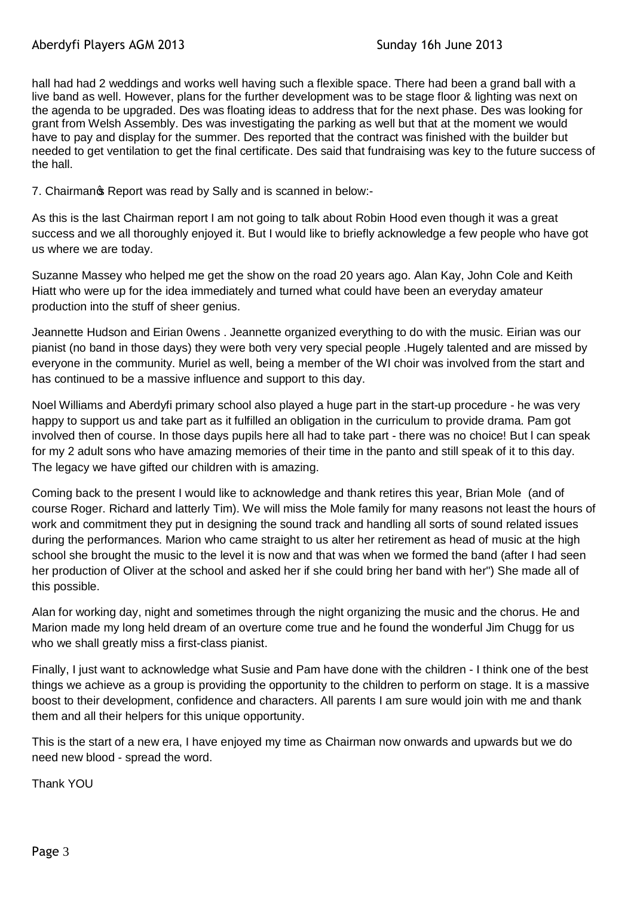hall had had 2 weddings and works well having such a flexible space. There had been a grand ball with a live band as well. However, plans for the further development was to be stage floor & lighting was next on the agenda to be upgraded. Des was floating ideas to address that for the next phase. Des was looking for grant from Welsh Assembly. Des was investigating the parking as well but that at the moment we would have to pay and display for the summer. Des reported that the contract was finished with the builder but needed to get ventilation to get the final certificate. Des said that fundraising was key to the future success of the hall.

7. Chairman's Report was read by Sally and is scanned in below:-

As this is the last Chairman report I am not going to talk about Robin Hood even though it was a great success and we all thoroughly enjoyed it. But I would like to briefly acknowledge a few people who have got us where we are today.

Suzanne Massey who helped me get the show on the road 20 years ago. Alan Kay, John Cole and Keith Hiatt who were up for the idea immediately and turned what could have been an everyday amateur production into the stuff of sheer genius.

Jeannette Hudson and Eirian 0wens . Jeannette organized everything to do with the music. Eirian was our pianist (no band in those days) they were both very very special people .Hugely talented and are missed by everyone in the community. Muriel as well, being a member of the WI choir was involved from the start and has continued to be a massive influence and support to this day.

Noel Williams and Aberdyfi primary school also played a huge part in the start-up procedure - he was very happy to support us and take part as it fulfilled an obligation in the curriculum to provide drama. Pam got involved then of course. In those days pupils here all had to take part - there was no choice! But l can speak for my 2 adult sons who have amazing memories of their time in the panto and still speak of it to this day. The legacy we have gifted our children with is amazing.

Coming back to the present I would like to acknowledge and thank retires this year, Brian Mole (and of course Roger. Richard and latterly Tim). We will miss the Mole family for many reasons not least the hours of work and commitment they put in designing the sound track and handling all sorts of sound related issues during the performances. Marion who came straight to us alter her retirement as head of music at the high school she brought the music to the level it is now and that was when we formed the band (after I had seen her production of Oliver at the school and asked her if she could bring her band with her") She made all of this possible.

Alan for working day, night and sometimes through the night organizing the music and the chorus. He and Marion made my long held dream of an overture come true and he found the wonderful Jim Chugg for us who we shall greatly miss a first-class pianist.

Finally, I just want to acknowledge what Susie and Pam have done with the children - I think one of the best things we achieve as a group is providing the opportunity to the children to perform on stage. It is a massive boost to their development, confidence and characters. All parents I am sure would join with me and thank them and all their helpers for this unique opportunity.

This is the start of a new era, I have enjoyed my time as Chairman now onwards and upwards but we do need new blood - spread the word.

Thank YOU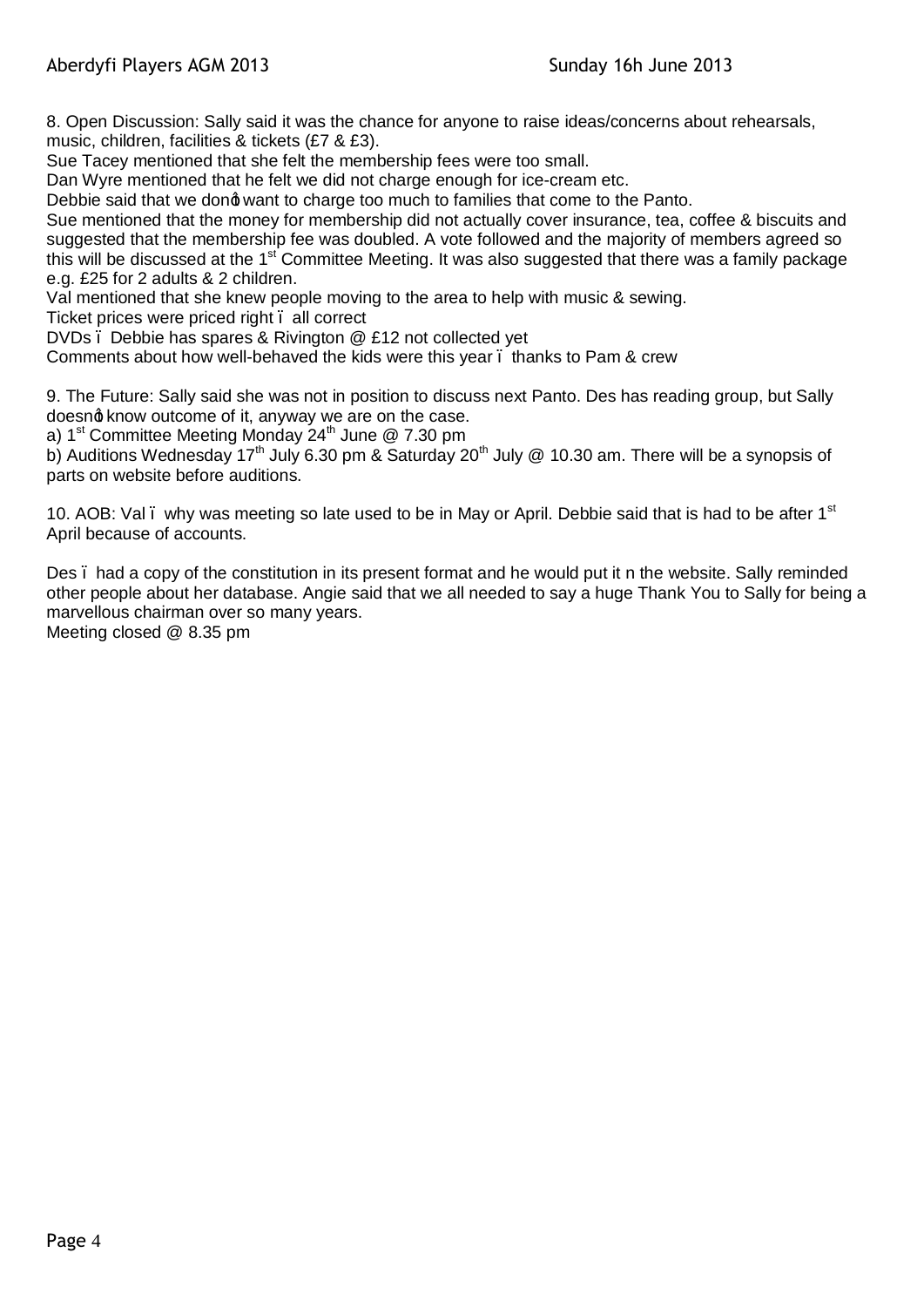8. Open Discussion: Sally said it was the chance for anyone to raise ideas/concerns about rehearsals, music, children, facilities & tickets (£7 & £3).

Sue Tacey mentioned that she felt the membership fees were too small.

Dan Wyre mentioned that he felt we did not charge enough for ice-cream etc.

Debbie said that we don't want to charge too much to families that come to the Panto.

Sue mentioned that the money for membership did not actually cover insurance, tea, coffee & biscuits and suggested that the membership fee was doubled. A vote followed and the majority of members agreed so this will be discussed at the 1st Committee Meeting. It was also suggested that there was a family package e.g. £25 for 2 adults & 2 children.

Val mentioned that she knew people moving to the area to help with music & sewing.

Ticket prices were priced right – all correct

DVDs – Debbie has spares & Rivington @ £12 not collected yet

Comments about how well-behaved the kids were this year – thanks to Pam & crew

9. The Future: Sally said she was not in position to discuss next Panto. Des has reading group, but Sally doesn't know outcome of it, anyway we are on the case.

a) 1st Committee Meeting Monday 24th June @ 7.30 pm

b) Auditions Wednesday 17th July 6.30 pm & Saturday 20th July @ 10.30 am. There will be a synopsis of parts on website before auditions.

10. AOB: Val – why was meeting so late used to be in May or April. Debbie said that is had to be after 1st April because of accounts.

Des – had a copy of the constitution in its present format and he would put it n the website. Sally reminded other people about her database. Angie said that we all needed to say a huge Thank You to Sally for being a marvellous chairman over so many years.

Meeting closed @ 8.35 pm